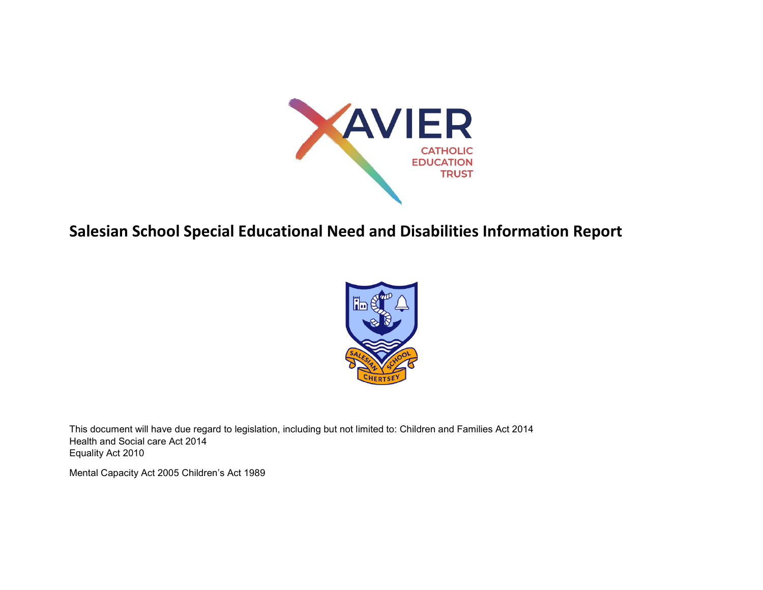# Salesian School Special Educational Need and Disabilities Information Report

This document will have due regard to legislation, including but not limited to: Children and Families Act 2014
Health and Social care Act 2014
Equality Act 2010

Mental Capacity Act 2005 Children's Act 1989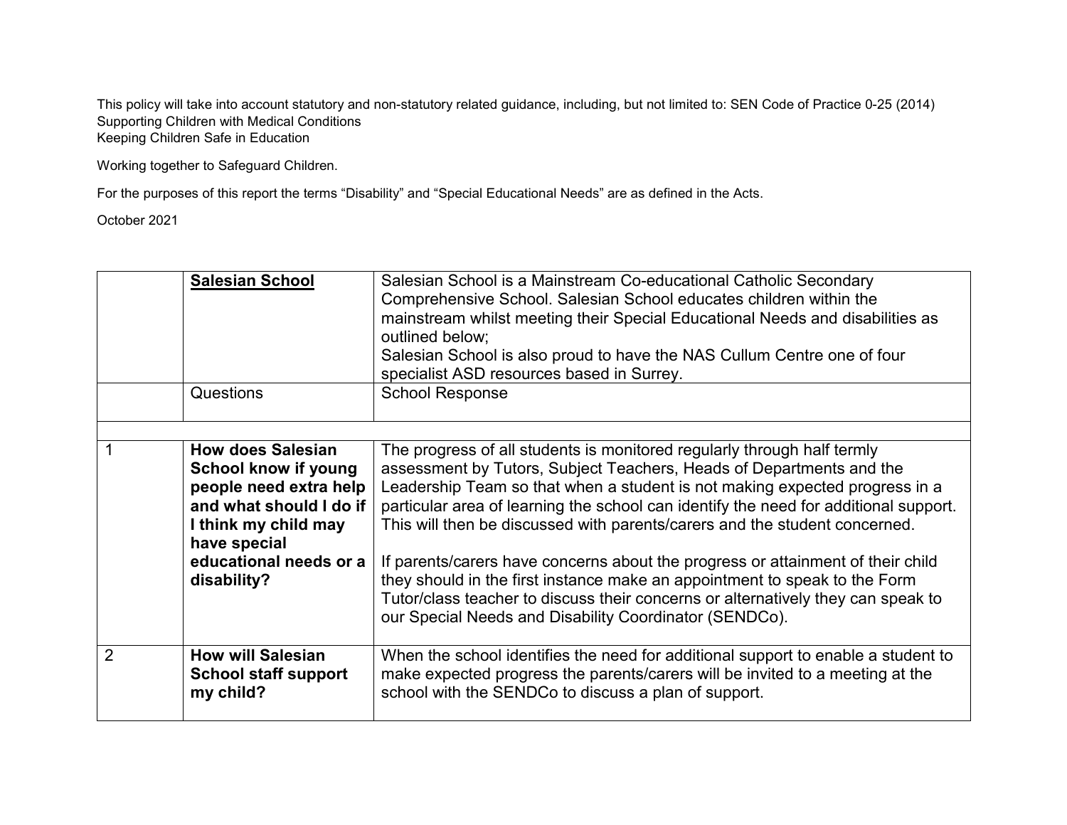This policy will take into account statutory and non-statutory related guidance, including, but not limited to: SEN Code of Practice 0-25 (2014)
Supporting Children with Medical Conditions
Keeping Children Safe in Education

Working together to Safeguard Children.

For the purposes of this report the terms "Disability" and "Special Educational Needs" are as defined in the Acts.

October 2021

| | **Salesian School** | Salesian School is a Mainstream Co-educational Catholic Secondary Comprehensive School. Salesian School educates children within the mainstream whilst meeting their Special Educational Needs and disabilities as outlined below;<br>Salesian School is also proud to have the NAS Cullum Centre one of four specialist ASD resources based in Surrey. |
|---|---|---|
| | Questions | School Response |
| | | |
| 1 | **How does Salesian School know if young people need extra help and what should I do if I think my child may have special educational needs or a disability?** | The progress of all students is monitored regularly through half termly assessment by Tutors, Subject Teachers, Heads of Departments and the Leadership Team so that when a student is not making expected progress in a particular area of learning the school can identify the need for additional support. This will then be discussed with parents/carers and the student concerned.<br><br>If parents/carers have concerns about the progress or attainment of their child they should in the first instance make an appointment to speak to the Form Tutor/class teacher to discuss their concerns or alternatively they can speak to our Special Needs and Disability Coordinator (SENDCo). |
| 2 | **How will Salesian School staff support my child?** | When the school identifies the need for additional support to enable a student to make expected progress the parents/carers will be invited to a meeting at the school with the SENDCo to discuss a plan of support. |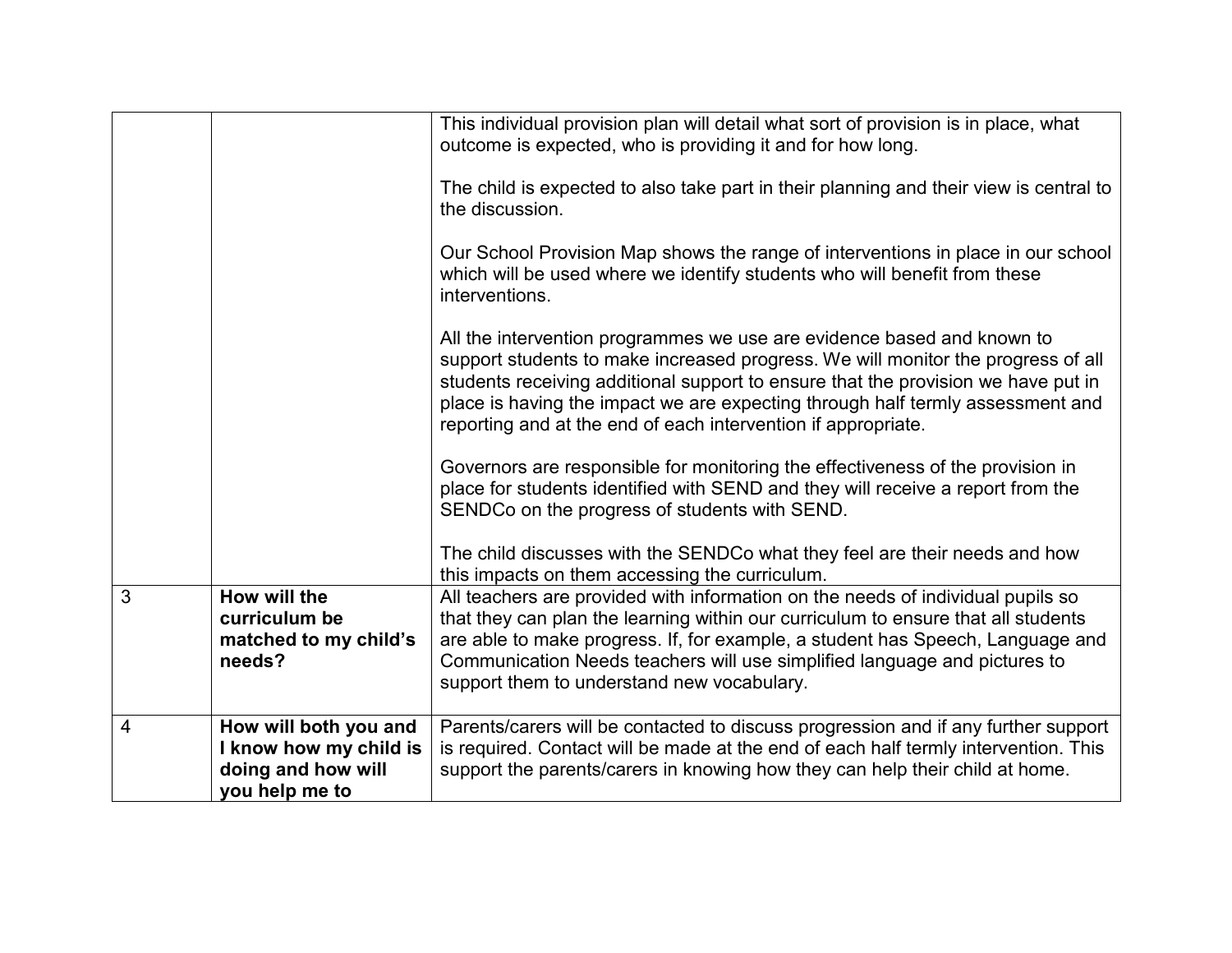| | | |
|---|---|---|
| | | This individual provision plan will detail what sort of provision is in place, what outcome is expected, who is providing it and for how long.<br><br>The child is expected to also take part in their planning and their view is central to the discussion.<br><br>Our School Provision Map shows the range of interventions in place in our school which will be used where we identify students who will benefit from these interventions.<br><br>All the intervention programmes we use are evidence based and known to support students to make increased progress. We will monitor the progress of all students receiving additional support to ensure that the provision we have put in place is having the impact we are expecting through half termly assessment and reporting and at the end of each intervention if appropriate.<br><br>Governors are responsible for monitoring the effectiveness of the provision in place for students identified with SEND and they will receive a report from the SENDCo on the progress of students with SEND.<br><br>The child discusses with the SENDCo what they feel are their needs and how this impacts on them accessing the curriculum. |
| 3 | **How will the curriculum be matched to my child's needs?** | All teachers are provided with information on the needs of individual pupils so that they can plan the learning within our curriculum to ensure that all students are able to make progress. If, for example, a student has Speech, Language and Communication Needs teachers will use simplified language and pictures to support them to understand new vocabulary. |
| 4 | **How will both you and I know how my child is doing and how will you help me to** | Parents/carers will be contacted to discuss progression and if any further support is required. Contact will be made at the end of each half termly intervention. This support the parents/carers in knowing how they can help their child at home. |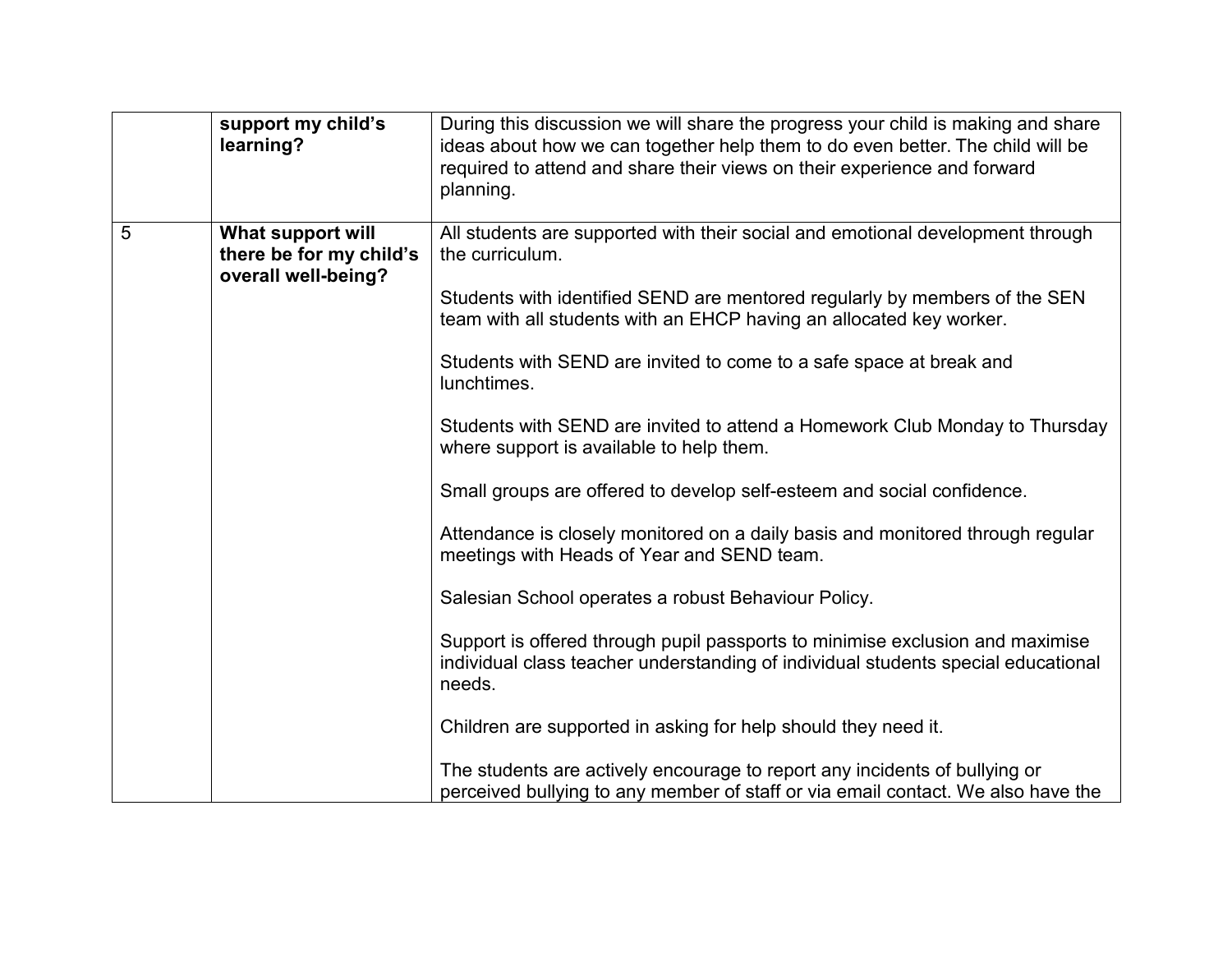| | | |
|---|---|---|
| | **support my child's learning?** | During this discussion we will share the progress your child is making and share ideas about how we can together help them to do even better. The child will be required to attend and share their views on their experience and forward planning. |
| 5 | **What support will there be for my child's overall well-being?** | All students are supported with their social and emotional development through the curriculum.<br><br>Students with identified SEND are mentored regularly by members of the SEN team with all students with an EHCP having an allocated key worker.<br><br>Students with SEND are invited to come to a safe space at break and lunchtimes.<br><br>Students with SEND are invited to attend a Homework Club Monday to Thursday where support is available to help them.<br><br>Small groups are offered to develop self-esteem and social confidence.<br><br>Attendance is closely monitored on a daily basis and monitored through regular meetings with Heads of Year and SEND team.<br><br>Salesian School operates a robust Behaviour Policy.<br><br>Support is offered through pupil passports to minimise exclusion and maximise individual class teacher understanding of individual students special educational needs.<br><br>Children are supported in asking for help should they need it.<br><br>The students are actively encourage to report any incidents of bullying or perceived bullying to any member of staff or via email contact. We also have the |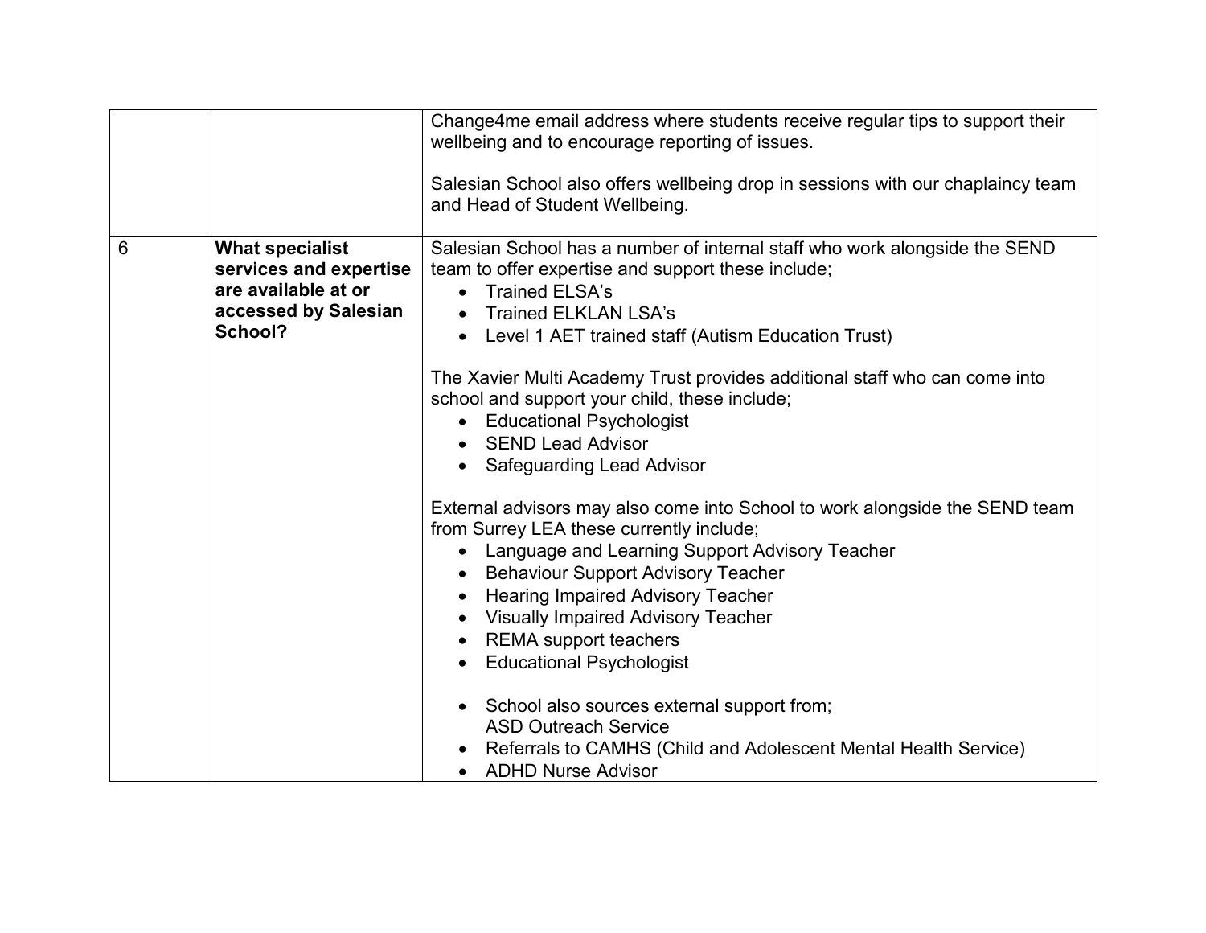|  |  |  |
| --- | --- | --- |
|  |  | Change4me email address where students receive regular tips to support their wellbeing and to encourage reporting of issues.<br><br>Salesian School also offers wellbeing drop in sessions with our chaplaincy team and Head of Student Wellbeing. |
| 6 | **What specialist services and expertise are available at or accessed by Salesian School?** | Salesian School has a number of internal staff who work alongside the SEND team to offer expertise and support these include;<br>• Trained ELSA's<br>• Trained ELKLAN LSA's<br>• Level 1 AET trained staff (Autism Education Trust)<br><br>The Xavier Multi Academy Trust provides additional staff who can come into school and support your child, these include;<br>• Educational Psychologist<br>• SEND Lead Advisor<br>• Safeguarding Lead Advisor<br><br>External advisors may also come into School to work alongside the SEND team from Surrey LEA these currently include;<br>• Language and Learning Support Advisory Teacher<br>• Behaviour Support Advisory Teacher<br>• Hearing Impaired Advisory Teacher<br>• Visually Impaired Advisory Teacher<br>• REMA support teachers<br>• Educational Psychologist<br><br>• School also sources external support from;<br>ASD Outreach Service<br>• Referrals to CAMHS (Child and Adolescent Mental Health Service)<br>• ADHD Nurse Advisor |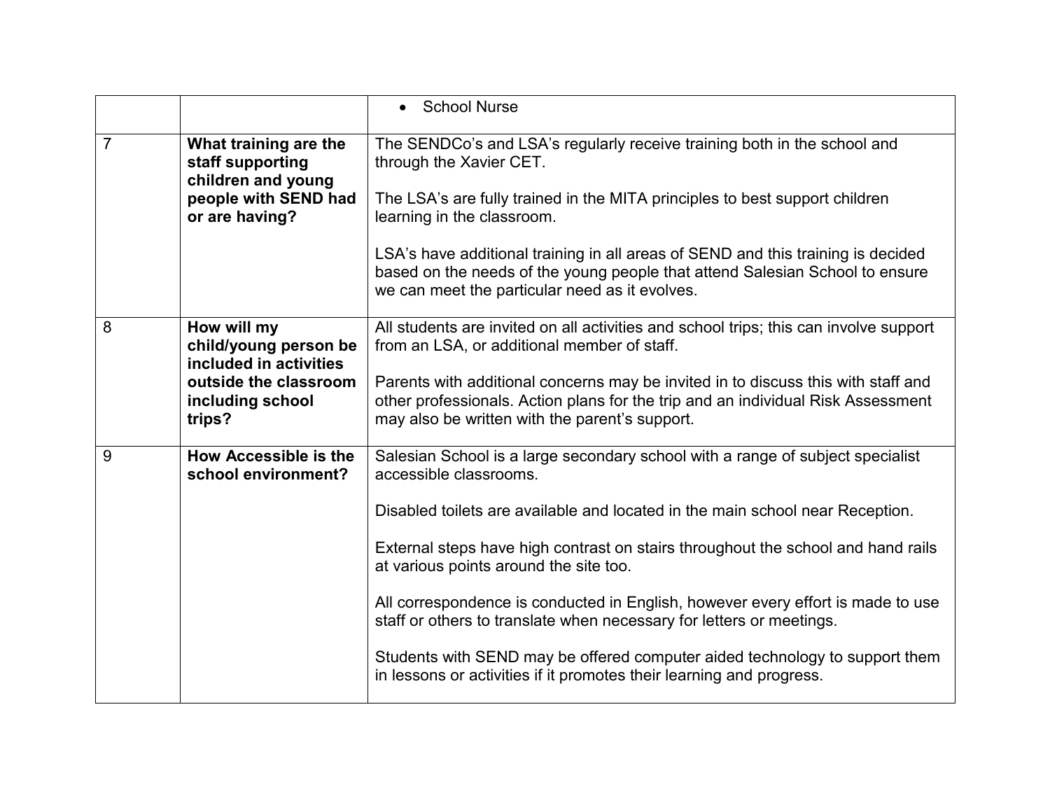| | | |
|---|---|---|
| | | • School Nurse |
| 7 | **What training are the staff supporting children and young people with SEND had or are having?** | The SENDCo's and LSA's regularly receive training both in the school and through the Xavier CET.<br><br>The LSA's are fully trained in the MITA principles to best support children learning in the classroom.<br><br>LSA's have additional training in all areas of SEND and this training is decided based on the needs of the young people that attend Salesian School to ensure we can meet the particular need as it evolves. |
| 8 | **How will my child/young person be included in activities outside the classroom including school trips?** | All students are invited on all activities and school trips; this can involve support from an LSA, or additional member of staff.<br><br>Parents with additional concerns may be invited in to discuss this with staff and other professionals. Action plans for the trip and an individual Risk Assessment may also be written with the parent's support. |
| 9 | **How Accessible is the school environment?** | Salesian School is a large secondary school with a range of subject specialist accessible classrooms.<br><br>Disabled toilets are available and located in the main school near Reception.<br><br>External steps have high contrast on stairs throughout the school and hand rails at various points around the site too.<br><br>All correspondence is conducted in English, however every effort is made to use staff or others to translate when necessary for letters or meetings.<br><br>Students with SEND may be offered computer aided technology to support them in lessons or activities if it promotes their learning and progress. |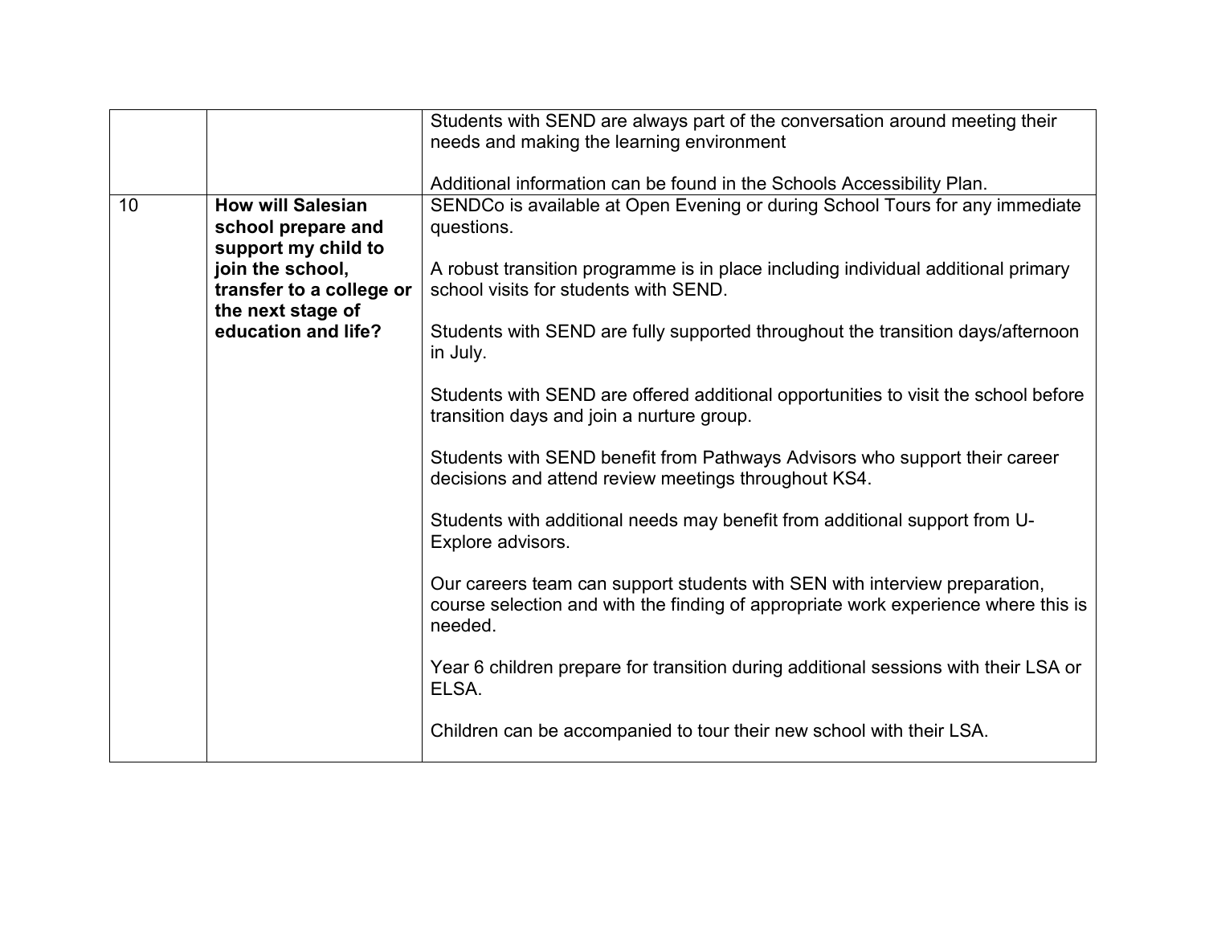| | | |
|---|---|---|
| | | Students with SEND are always part of the conversation around meeting their needs and making the learning environment<br><br>Additional information can be found in the Schools Accessibility Plan. |
| 10 | **How will Salesian school prepare and support my child to join the school, transfer to a college or the next stage of education and life?** | SENDCo is available at Open Evening or during School Tours for any immediate questions.<br><br>A robust transition programme is in place including individual additional primary school visits for students with SEND.<br><br>Students with SEND are fully supported throughout the transition days/afternoon in July.<br><br>Students with SEND are offered additional opportunities to visit the school before transition days and join a nurture group.<br><br>Students with SEND benefit from Pathways Advisors who support their career decisions and attend review meetings throughout KS4.<br><br>Students with additional needs may benefit from additional support from U-Explore advisors.<br><br>Our careers team can support students with SEN with interview preparation, course selection and with the finding of appropriate work experience where this is needed.<br><br>Year 6 children prepare for transition during additional sessions with their LSA or ELSA.<br><br>Children can be accompanied to tour their new school with their LSA. |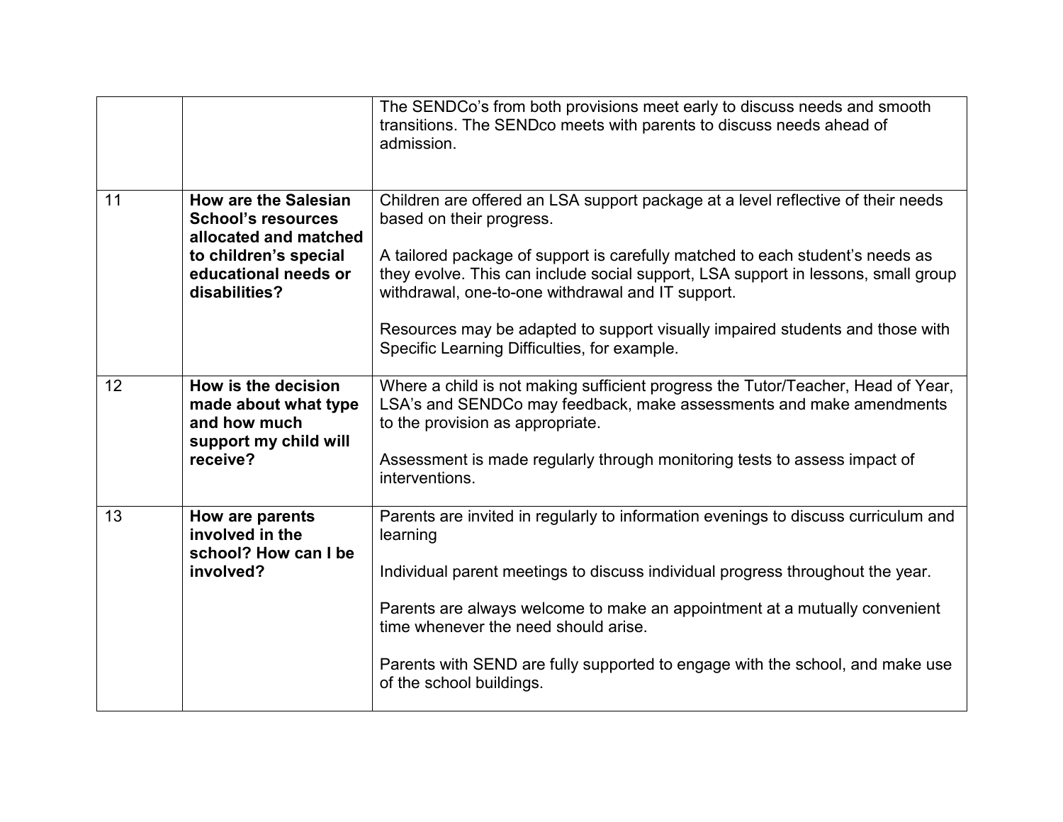| | | |
|---|---|---|
| | | The SENDCo's from both provisions meet early to discuss needs and smooth transitions. The SENDco meets with parents to discuss needs ahead of admission. |
| 11 | **How are the Salesian School's resources allocated and matched to children's special educational needs or disabilities?** | Children are offered an LSA support package at a level reflective of their needs based on their progress.<br><br>A tailored package of support is carefully matched to each student's needs as they evolve. This can include social support, LSA support in lessons, small group withdrawal, one-to-one withdrawal and IT support.<br><br>Resources may be adapted to support visually impaired students and those with Specific Learning Difficulties, for example. |
| 12 | **How is the decision made about what type and how much support my child will receive?** | Where a child is not making sufficient progress the Tutor/Teacher, Head of Year, LSA's and SENDCo may feedback, make assessments and make amendments to the provision as appropriate.<br><br>Assessment is made regularly through monitoring tests to assess impact of interventions. |
| 13 | **How are parents involved in the school? How can I be involved?** | Parents are invited in regularly to information evenings to discuss curriculum and learning<br><br>Individual parent meetings to discuss individual progress throughout the year.<br><br>Parents are always welcome to make an appointment at a mutually convenient time whenever the need should arise.<br><br>Parents with SEND are fully supported to engage with the school, and make use of the school buildings. |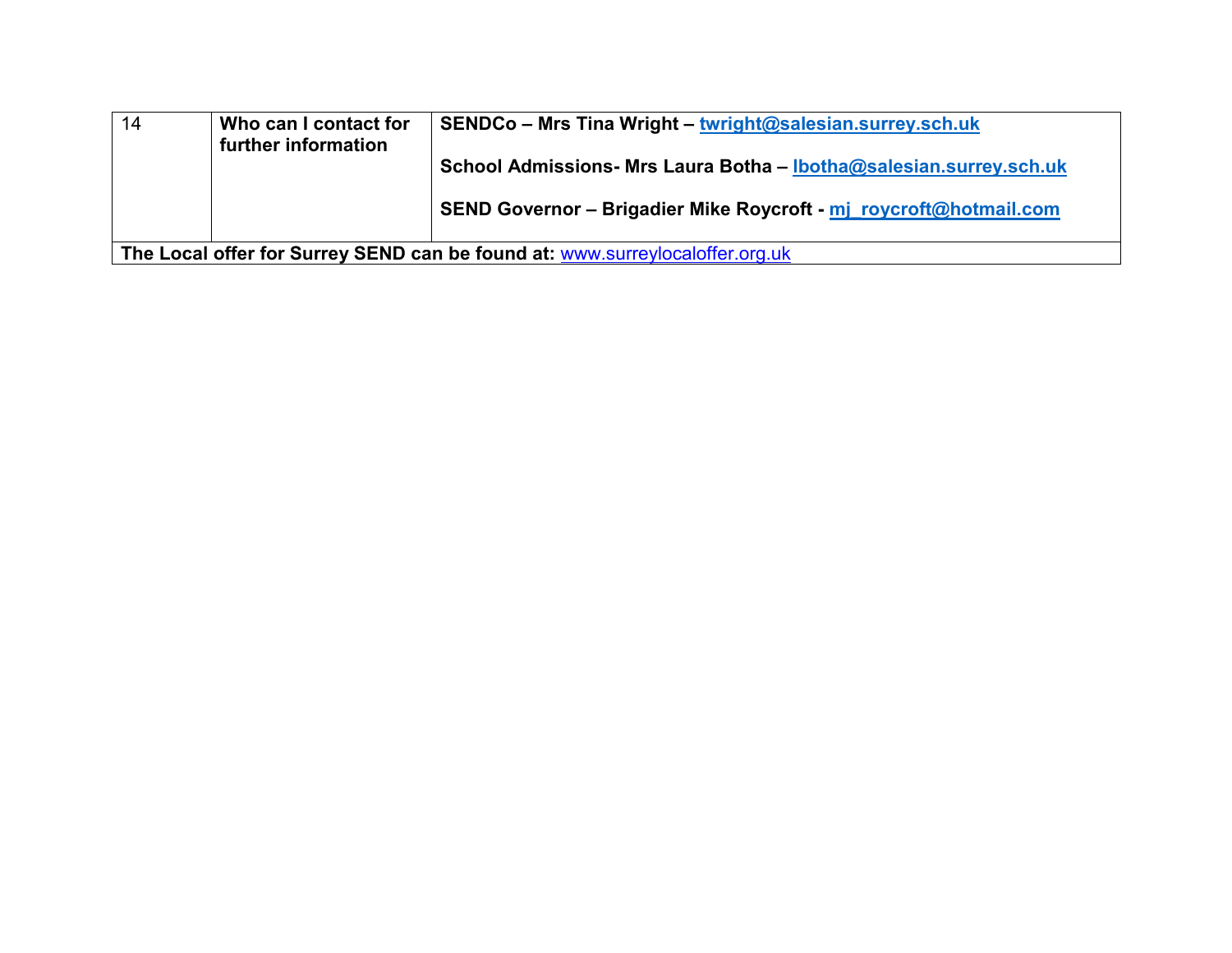| | | |
|---|---|---|
| 14 | **Who can I contact for further information** | **SENDCo – Mrs Tina Wright – twright@salesian.surrey.sch.uk**<br><br>**School Admissions- Mrs Laura Botha – lbotha@salesian.surrey.sch.uk**<br><br>**SEND Governor – Brigadier Mike Roycroft - mj_roycroft@hotmail.com** |
| **The Local offer for Surrey SEND can be found at:** www.surreylocaloffer.org.uk | | |